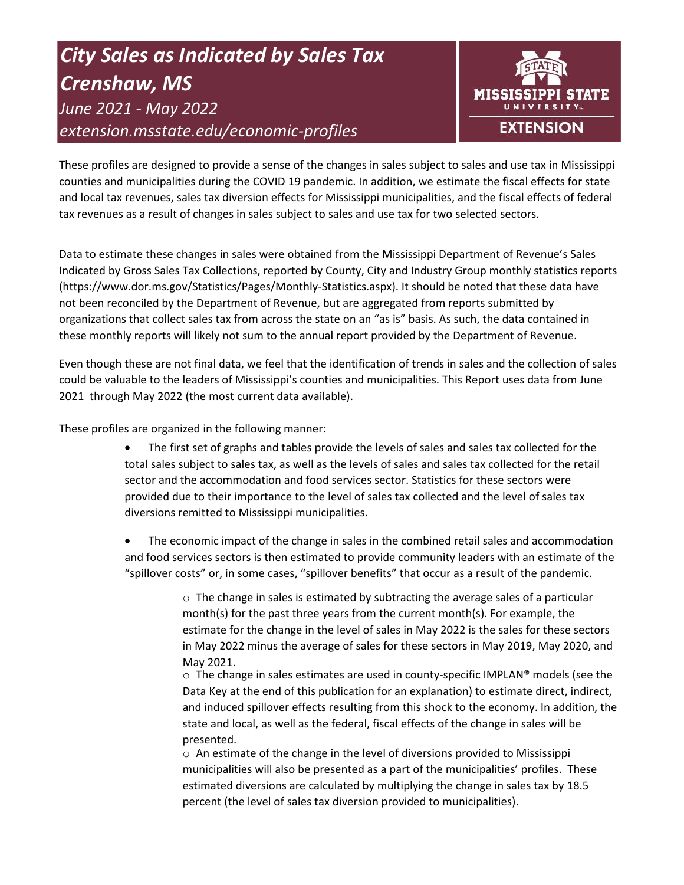# *City Sales as Indicated by Sales Tax Crenshaw, MS*

*June 2021 - May 2022*

*extension.msstate.edu/economic-profiles*

MISSISSIPPI STATE UNIVERSITY EXTENSION

These profiles are designed to provide a sense of the changes in sales subject to sales and use tax in Mississippi counties and municipalities during the COVID 19 pandemic. In addition, we estimate the fiscal effects for state and local tax revenues, sales tax diversion effects for Mississippi municipalities, and the fiscal effects of federal tax revenues as a result of changes in sales subject to sales and use tax for two selected sectors.

Data to estimate these changes in sales were obtained from the Mississippi Department of Revenue's Sales Indicated by Gross Sales Tax Collections, reported by County, City and Industry Group monthly statistics reports (https://www.dor.ms.gov/Statistics/Pages/Monthly-Statistics.aspx). It should be noted that these data have not been reconciled by the Department of Revenue, but are aggregated from reports submitted by organizations that collect sales tax from across the state on an "as is" basis. As such, the data contained in these monthly reports will likely not sum to the annual report provided by the Department of Revenue.

Even though these are not final data, we feel that the identification of trends in sales and the collection of sales could be valuable to the leaders of Mississippi's counties and municipalities. This Report uses data from June 2021 through May 2022 (the most current data available).

These profiles are organized in the following manner:

- The first set of graphs and tables provide the levels of sales and sales tax collected for the total sales subject to sales tax, as well as the levels of sales and sales tax collected for the retail sector and the accommodation and food services sector. Statistics for these sectors were provided due to their importance to the level of sales tax collected and the level of sales tax diversions remitted to Mississippi municipalities.
- The economic impact of the change in sales in the combined retail sales and accommodation and food services sectors is then estimated to provide community leaders with an estimate of the "spillover costs" or, in some cases, "spillover benefits" that occur as a result of the pandemic.
  - The change in sales is estimated by subtracting the average sales of a particular month(s) for the past three years from the current month(s). For example, the estimate for the change in the level of sales in May 2022 is the sales for these sectors in May 2022 minus the average of sales for these sectors in May 2019, May 2020, and May 2021.
  - The change in sales estimates are used in county-specific IMPLAN® models (see the Data Key at the end of this publication for an explanation) to estimate direct, indirect, and induced spillover effects resulting from this shock to the economy. In addition, the state and local, as well as the federal, fiscal effects of the change in sales will be presented.
  - An estimate of the change in the level of diversions provided to Mississippi municipalities will also be presented as a part of the municipalities' profiles. These estimated diversions are calculated by multiplying the change in sales tax by 18.5 percent (the level of sales tax diversion provided to municipalities).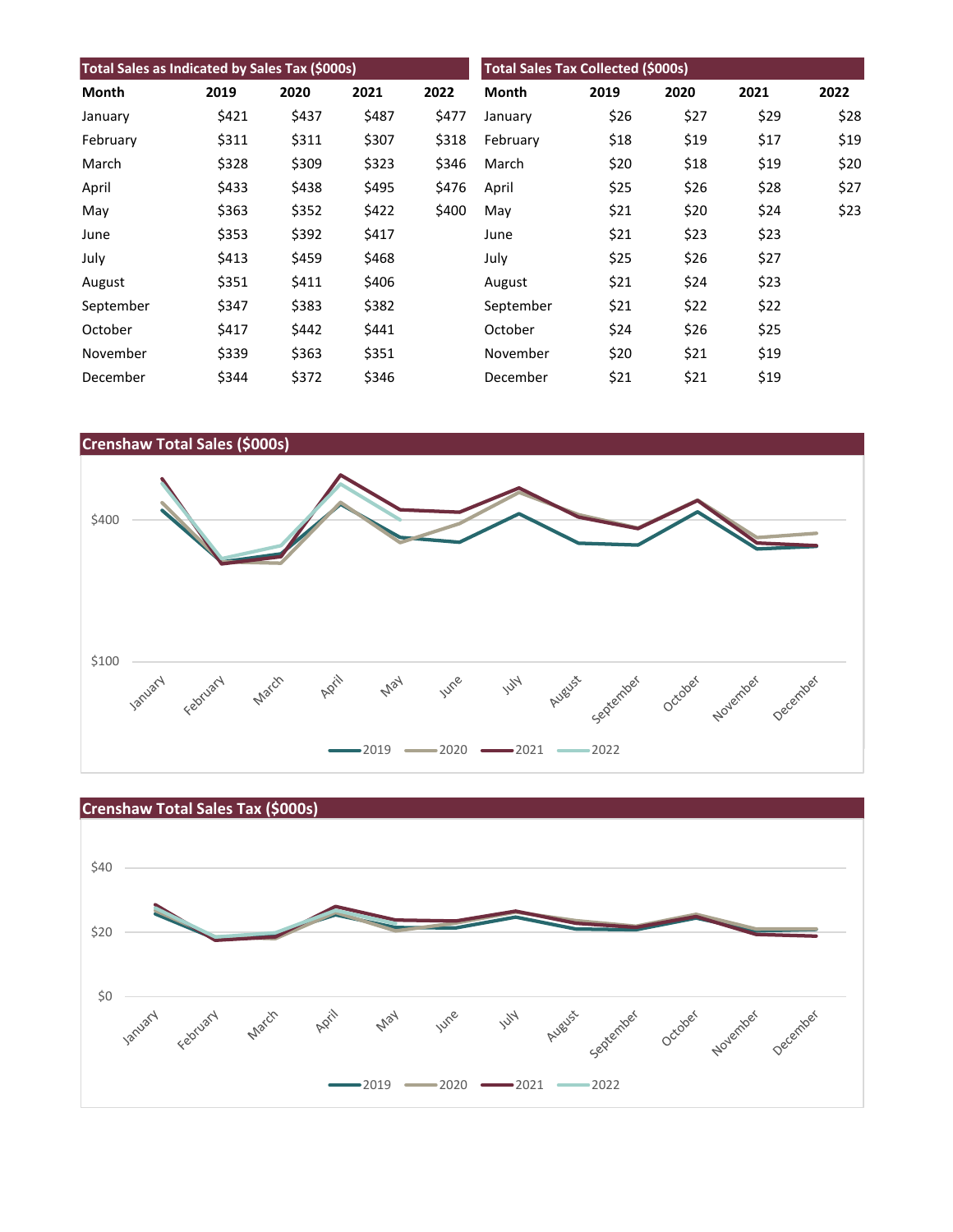| Total Sales as Indicated by Sales Tax ($000s) | | | | |
|---|---|---|---|---|
| Month | 2019 | 2020 | 2021 | 2022 |
| January | $421 | $437 | $487 | $477 |
| February | $311 | $311 | $307 | $318 |
| March | $328 | $309 | $323 | $346 |
| April | $433 | $438 | $495 | $476 |
| May | $363 | $352 | $422 | $400 |
| June | $353 | $392 | $417 | |
| July | $413 | $459 | $468 | |
| August | $351 | $411 | $406 | |
| September | $347 | $383 | $382 | |
| October | $417 | $442 | $441 | |
| November | $339 | $363 | $351 | |
| December | $344 | $372 | $346 | |

| Total Sales Tax Collected ($000s) | | | | |
|---|---|---|---|---|
| Month | 2019 | 2020 | 2021 | 2022 |
| January | $26 | $27 | $29 | $28 |
| February | $18 | $19 | $17 | $19 |
| March | $20 | $18 | $19 | $20 |
| April | $25 | $26 | $28 | $27 |
| May | $21 | $20 | $24 | $23 |
| June | $21 | $23 | $23 | |
| July | $25 | $26 | $27 | |
| August | $21 | $24 | $23 | |
| September | $21 | $22 | $22 | |
| October | $24 | $26 | $25 | |
| November | $20 | $21 | $19 | |
| December | $21 | $21 | $19 | |

## Crenshaw Total Sales ($000s)

$400
$100
January February March April May June July August September October November December
2019 2020 2021 2022

## Crenshaw Total Sales Tax ($000s)

$40
$20
$0
January February March April May June July August September October November December
2019 2020 2021 2022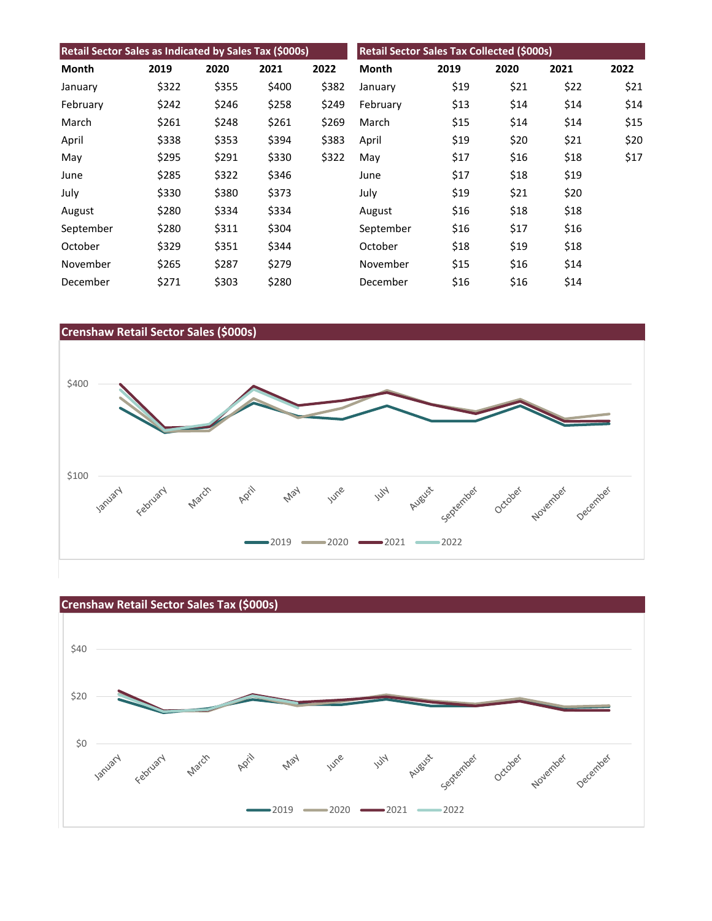## Retail Sector Sales as Indicated by Sales Tax ($000s)

| Month | 2019 | 2020 | 2021 | 2022 |
|---|---|---|---|---|
| January | $322 | $355 | $400 | $382 |
| February | $242 | $246 | $258 | $249 |
| March | $261 | $248 | $261 | $269 |
| April | $338 | $353 | $394 | $383 |
| May | $295 | $291 | $330 | $322 |
| June | $285 | $322 | $346 | |
| July | $330 | $380 | $373 | |
| August | $280 | $334 | $334 | |
| September | $280 | $311 | $304 | |
| October | $329 | $351 | $344 | |
| November | $265 | $287 | $279 | |
| December | $271 | $303 | $280 | |

## Retail Sector Sales Tax Collected ($000s)

| Month | 2019 | 2020 | 2021 | 2022 |
|---|---|---|---|---|
| January | $19 | $21 | $22 | $21 |
| February | $13 | $14 | $14 | $14 |
| March | $15 | $14 | $14 | $15 |
| April | $19 | $20 | $21 | $20 |
| May | $17 | $16 | $18 | $17 |
| June | $17 | $18 | $19 | |
| July | $19 | $21 | $20 | |
| August | $16 | $18 | $18 | |
| September | $16 | $17 | $16 | |
| October | $18 | $19 | $18 | |
| November | $15 | $16 | $14 | |
| December | $16 | $16 | $14 | |

## Crenshaw Retail Sector Sales ($000s)

$400
$100
January February March April May June July August September October November December
2019 2020 2021 2022

## Crenshaw Retail Sector Sales Tax ($000s)

$40
$20
$0
January February March April May June July August September October November December
2019 2020 2021 2022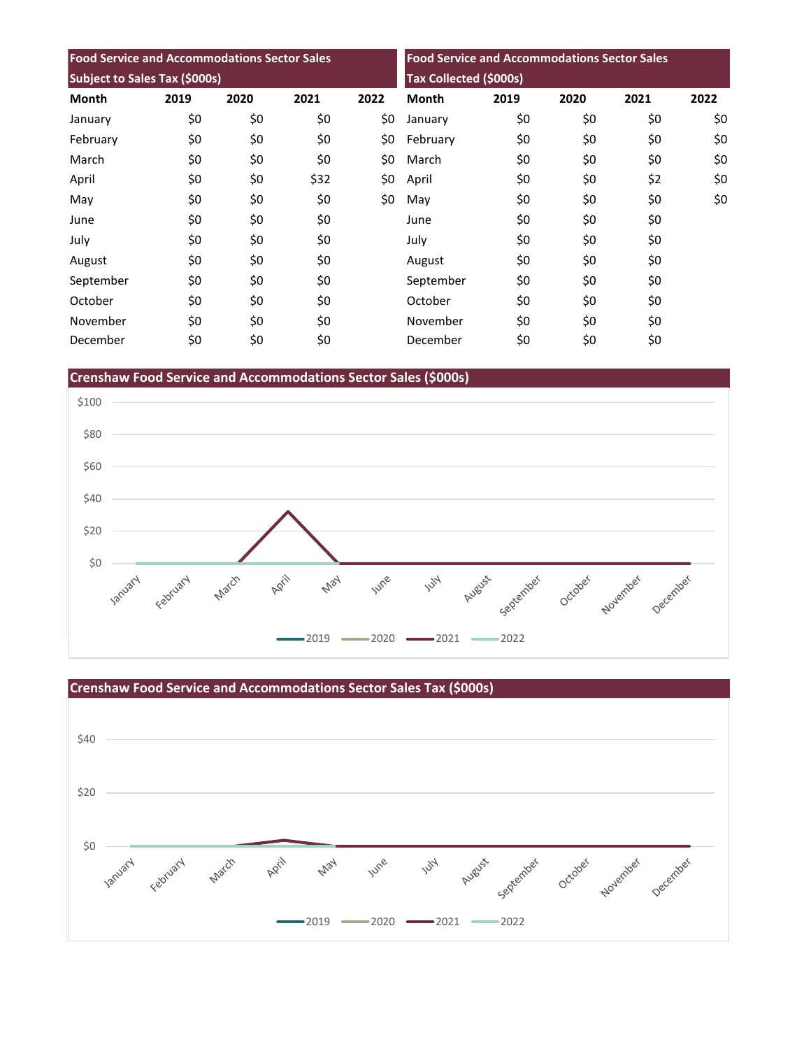| Food Service and Accommodations Sector Sales Subject to Sales Tax ($000s) | | | | |
|---|---|---|---|---|
| Month | 2019 | 2020 | 2021 | 2022 |
| January | $0 | $0 | $0 | $0 |
| February | $0 | $0 | $0 | $0 |
| March | $0 | $0 | $0 | $0 |
| April | $0 | $0 | $32 | $0 |
| May | $0 | $0 | $0 | $0 |
| June | $0 | $0 | $0 | |
| July | $0 | $0 | $0 | |
| August | $0 | $0 | $0 | |
| September | $0 | $0 | $0 | |
| October | $0 | $0 | $0 | |
| November | $0 | $0 | $0 | |
| December | $0 | $0 | $0 | |

| Food Service and Accommodations Sector Sales Tax Collected ($000s) | | | | |
|---|---|---|---|---|
| Month | 2019 | 2020 | 2021 | 2022 |
| January | $0 | $0 | $0 | $0 |
| February | $0 | $0 | $0 | $0 |
| March | $0 | $0 | $0 | $0 |
| April | $0 | $0 | $2 | $0 |
| May | $0 | $0 | $0 | $0 |
| June | $0 | $0 | $0 | |
| July | $0 | $0 | $0 | |
| August | $0 | $0 | $0 | |
| September | $0 | $0 | $0 | |
| October | $0 | $0 | $0 | |
| November | $0 | $0 | $0 | |
| December | $0 | $0 | $0 | |

## Crenshaw Food Service and Accommodations Sector Sales ($000s)

$100
$80
$60
$40
$20
$0

January February March April May June July August September October November December

2019 2020 2021 2022

## Crenshaw Food Service and Accommodations Sector Sales Tax ($000s)

$40
$20
$0

January February March April May June July August September October November December

2019 2020 2021 2022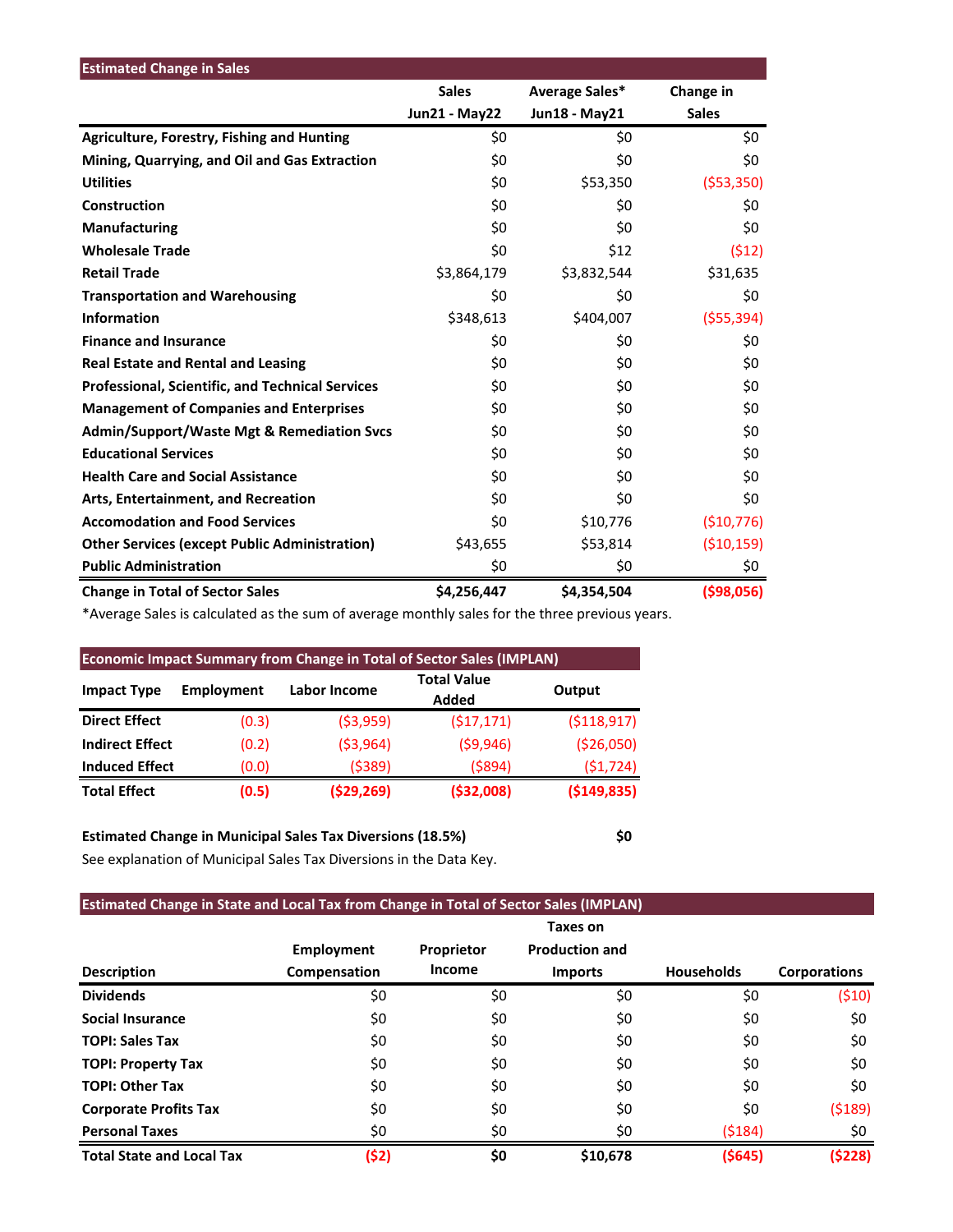## Estimated Change in Sales

| | Sales Jun21 - May22 | Average Sales* Jun18 - May21 | Change in Sales |
|---|---|---|---|
| **Agriculture, Forestry, Fishing and Hunting** | $0 | $0 | $0 |
| **Mining, Quarrying, and Oil and Gas Extraction** | $0 | $0 | $0 |
| **Utilities** | $0 | $53,350 | ($53,350) |
| **Construction** | $0 | $0 | $0 |
| **Manufacturing** | $0 | $0 | $0 |
| **Wholesale Trade** | $0 | $12 | ($12) |
| **Retail Trade** | $3,864,179 | $3,832,544 | $31,635 |
| **Transportation and Warehousing** | $0 | $0 | $0 |
| **Information** | $348,613 | $404,007 | ($55,394) |
| **Finance and Insurance** | $0 | $0 | $0 |
| **Real Estate and Rental and Leasing** | $0 | $0 | $0 |
| **Professional, Scientific, and Technical Services** | $0 | $0 | $0 |
| **Management of Companies and Enterprises** | $0 | $0 | $0 |
| **Admin/Support/Waste Mgt & Remediation Svcs** | $0 | $0 | $0 |
| **Educational Services** | $0 | $0 | $0 |
| **Health Care and Social Assistance** | $0 | $0 | $0 |
| **Arts, Entertainment, and Recreation** | $0 | $0 | $0 |
| **Accomodation and Food Services** | $0 | $10,776 | ($10,776) |
| **Other Services (except Public Administration)** | $43,655 | $53,814 | ($10,159) |
| **Public Administration** | $0 | $0 | $0 |
| **Change in Total of Sector Sales** | **$4,256,447** | **$4,354,504** | **($98,056)** |

*Average Sales is calculated as the sum of average monthly sales for the three previous years.

## Economic Impact Summary from Change in Total of Sector Sales (IMPLAN)

| Impact Type | Employment | Labor Income | Total Value Added | Output |
|---|---|---|---|---|
| **Direct Effect** | (0.3) | ($3,959) | ($17,171) | ($118,917) |
| **Indirect Effect** | (0.2) | ($3,964) | ($9,946) | ($26,050) |
| **Induced Effect** | (0.0) | ($389) | ($894) | ($1,724) |
| **Total Effect** | **(0.5)** | **($29,269)** | **($32,008)** | **($149,835)** |

**Estimated Change in Municipal Sales Tax Diversions (18.5%)** **$0**

See explanation of Municipal Sales Tax Diversions in the Data Key.

## Estimated Change in State and Local Tax from Change in Total of Sector Sales (IMPLAN)

| Description | Employment Compensation | Proprietor Income | Taxes on Production and Imports | Households | Corporations |
|---|---|---|---|---|---|
| **Dividends** | $0 | $0 | $0 | $0 | ($10) |
| **Social Insurance** | $0 | $0 | $0 | $0 | $0 |
| **TOPI: Sales Tax** | $0 | $0 | $0 | $0 | $0 |
| **TOPI: Property Tax** | $0 | $0 | $0 | $0 | $0 |
| **TOPI: Other Tax** | $0 | $0 | $0 | $0 | $0 |
| **Corporate Profits Tax** | $0 | $0 | $0 | $0 | ($189) |
| **Personal Taxes** | $0 | $0 | $0 | ($184) | $0 |
| **Total State and Local Tax** | **($2)** | **$0** | **$10,678** | **($645)** | **($228)** |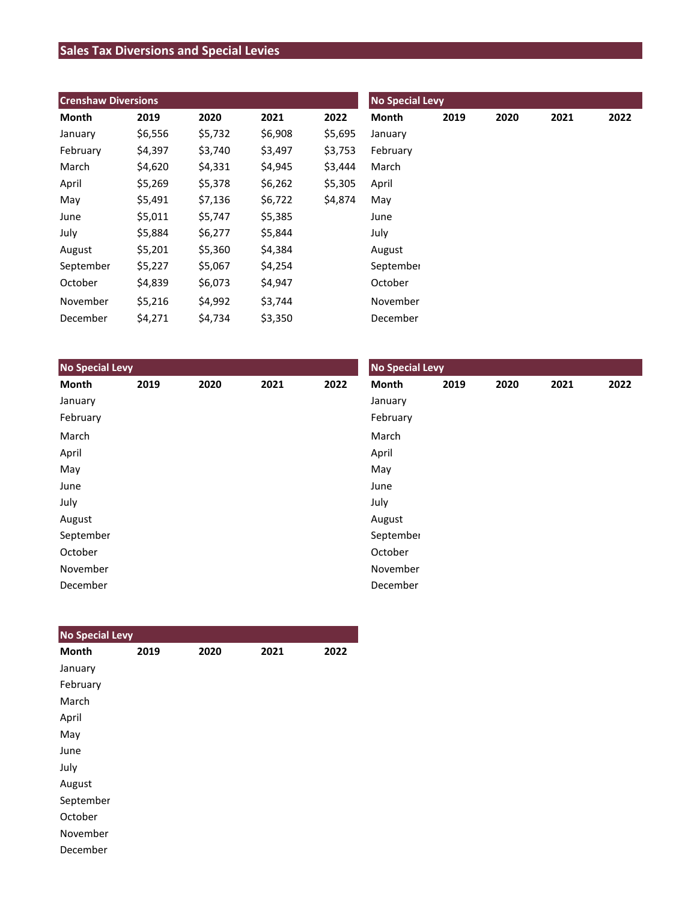## Sales Tax Diversions and Special Levies

### Crenshaw Diversions

| Month | 2019 | 2020 | 2021 | 2022 |
|---|---|---|---|---|
| January | $6,556 | $5,732 | $6,908 | $5,695 |
| February | $4,397 | $3,740 | $3,497 | $3,753 |
| March | $4,620 | $4,331 | $4,945 | $3,444 |
| April | $5,269 | $5,378 | $6,262 | $5,305 |
| May | $5,491 | $7,136 | $6,722 | $4,874 |
| June | $5,011 | $5,747 | $5,385 | |
| July | $5,884 | $6,277 | $5,844 | |
| August | $5,201 | $5,360 | $4,384 | |
| September | $5,227 | $5,067 | $4,254 | |
| October | $4,839 | $6,073 | $4,947 | |
| November | $5,216 | $4,992 | $3,744 | |
| December | $4,271 | $4,734 | $3,350 | |

### No Special Levy

| Month | 2019 | 2020 | 2021 | 2022 |
|---|---|---|---|---|
| January | | | | |
| February | | | | |
| March | | | | |
| April | | | | |
| May | | | | |
| June | | | | |
| July | | | | |
| August | | | | |
| September | | | | |
| October | | | | |
| November | | | | |
| December | | | | |

### No Special Levy

| Month | 2019 | 2020 | 2021 | 2022 |
|---|---|---|---|---|
| January | | | | |
| February | | | | |
| March | | | | |
| April | | | | |
| May | | | | |
| June | | | | |
| July | | | | |
| August | | | | |
| September | | | | |
| October | | | | |
| November | | | | |
| December | | | | |

### No Special Levy

| Month | 2019 | 2020 | 2021 | 2022 |
|---|---|---|---|---|
| January | | | | |
| February | | | | |
| March | | | | |
| April | | | | |
| May | | | | |
| June | | | | |
| July | | | | |
| August | | | | |
| September | | | | |
| October | | | | |
| November | | | | |
| December | | | | |

### No Special Levy

| Month | 2019 | 2020 | 2021 | 2022 |
|---|---|---|---|---|
| January | | | | |
| February | | | | |
| March | | | | |
| April | | | | |
| May | | | | |
| June | | | | |
| July | | | | |
| August | | | | |
| September | | | | |
| October | | | | |
| November | | | | |
| December | | | | |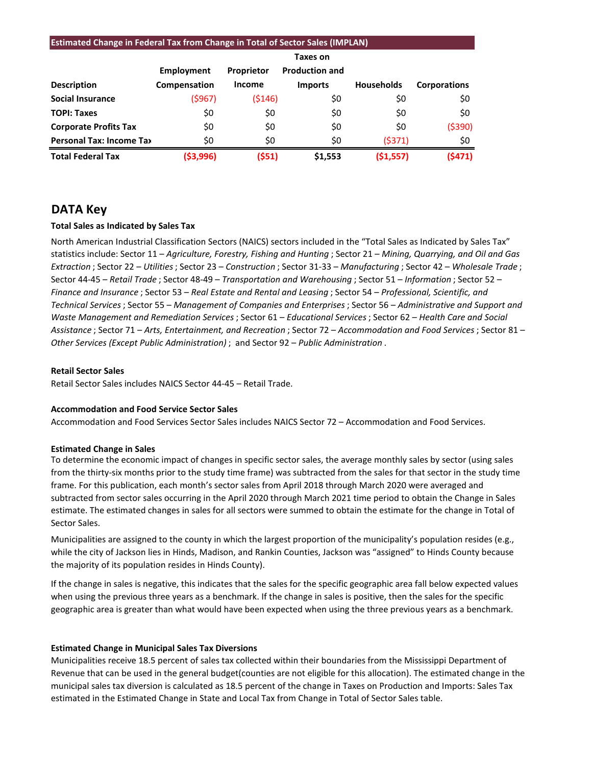**Estimated Change in Federal Tax from Change in Total of Sector Sales (IMPLAN)**

| Description | Employment Compensation | Proprietor Income | Taxes on Production and Imports | Households | Corporations |
|---|---|---|---|---|---|
| **Social Insurance** | ($967) | ($146) | $0 | $0 | $0 |
| **TOPI: Taxes** | $0 | $0 | $0 | $0 | $0 |
| **Corporate Profits Tax** | $0 | $0 | $0 | $0 | ($390) |
| **Personal Tax: Income Tax** | $0 | $0 | $0 | ($371) | $0 |
| **Total Federal Tax** | **($3,996)** | **($51)** | **$1,553** | **($1,557)** | **($471)** |

## DATA Key

**Total Sales as Indicated by Sales Tax**

North American Industrial Classification Sectors (NAICS) sectors included in the "Total Sales as Indicated by Sales Tax" statistics include: Sector 11 – *Agriculture, Forestry, Fishing and Hunting* ; Sector 21 – *Mining, Quarrying, and Oil and Gas Extraction* ; Sector 22 – *Utilities* ; Sector 23 – *Construction* ; Sector 31-33 – *Manufacturing* ; Sector 42 – *Wholesale Trade* ; Sector 44-45 – *Retail Trade* ; Sector 48-49 – *Transportation and Warehousing* ; Sector 51 – *Information* ; Sector 52 – *Finance and Insurance* ; Sector 53 – *Real Estate and Rental and Leasing* ; Sector 54 – *Professional, Scientific, and Technical Services* ; Sector 55 – *Management of Companies and Enterprises* ; Sector 56 – *Administrative and Support and Waste Management and Remediation Services* ; Sector 61 – *Educational Services* ; Sector 62 – *Health Care and Social Assistance* ; Sector 71 – *Arts, Entertainment, and Recreation* ; Sector 72 – *Accommodation and Food Services* ; Sector 81 – *Other Services (Except Public Administration)* ; and Sector 92 – *Public Administration* .

**Retail Sector Sales**

Retail Sector Sales includes NAICS Sector 44-45 – Retail Trade.

**Accommodation and Food Service Sector Sales**

Accommodation and Food Services Sector Sales includes NAICS Sector 72 – Accommodation and Food Services.

**Estimated Change in Sales**

To determine the economic impact of changes in specific sector sales, the average monthly sales by sector (using sales from the thirty-six months prior to the study time frame) was subtracted from the sales for that sector in the study time frame. For this publication, each month's sector sales from April 2018 through March 2020 were averaged and subtracted from sector sales occurring in the April 2020 through March 2021 time period to obtain the Change in Sales estimate. The estimated changes in sales for all sectors were summed to obtain the estimate for the change in Total of Sector Sales.

Municipalities are assigned to the county in which the largest proportion of the municipality's population resides (e.g., while the city of Jackson lies in Hinds, Madison, and Rankin Counties, Jackson was "assigned" to Hinds County because the majority of its population resides in Hinds County).

If the change in sales is negative, this indicates that the sales for the specific geographic area fall below expected values when using the previous three years as a benchmark. If the change in sales is positive, then the sales for the specific geographic area is greater than what would have been expected when using the three previous years as a benchmark.

**Estimated Change in Municipal Sales Tax Diversions**

Municipalities receive 18.5 percent of sales tax collected within their boundaries from the Mississippi Department of Revenue that can be used in the general budget(counties are not eligible for this allocation). The estimated change in the municipal sales tax diversion is calculated as 18.5 percent of the change in Taxes on Production and Imports: Sales Tax estimated in the Estimated Change in State and Local Tax from Change in Total of Sector Sales table.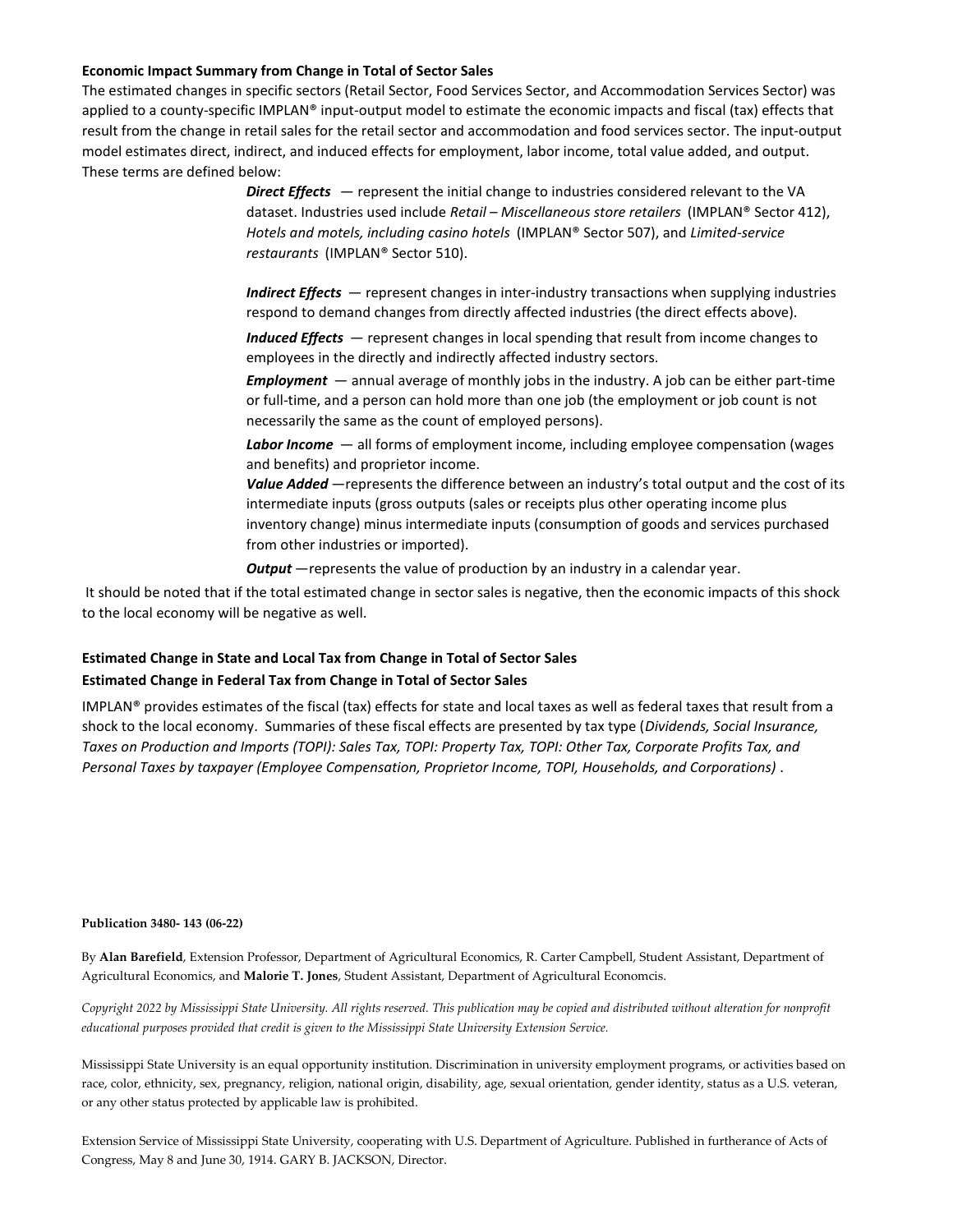**Economic Impact Summary from Change in Total of Sector Sales**

The estimated changes in specific sectors (Retail Sector, Food Services Sector, and Accommodation Services Sector) was applied to a county-specific IMPLAN® input-output model to estimate the economic impacts and fiscal (tax) effects that result from the change in retail sales for the retail sector and accommodation and food services sector. The input-output model estimates direct, indirect, and induced effects for employment, labor income, total value added, and output. These terms are defined below:

***Direct Effects*** — represent the initial change to industries considered relevant to the VA dataset. Industries used include *Retail – Miscellaneous store retailers* (IMPLAN® Sector 412), *Hotels and motels, including casino hotels* (IMPLAN® Sector 507), and *Limited-service restaurants* (IMPLAN® Sector 510).

***Indirect Effects*** — represent changes in inter-industry transactions when supplying industries respond to demand changes from directly affected industries (the direct effects above).

***Induced Effects*** — represent changes in local spending that result from income changes to employees in the directly and indirectly affected industry sectors.

***Employment*** — annual average of monthly jobs in the industry. A job can be either part-time or full-time, and a person can hold more than one job (the employment or job count is not necessarily the same as the count of employed persons).

***Labor Income*** — all forms of employment income, including employee compensation (wages and benefits) and proprietor income.

***Value Added*** —represents the difference between an industry's total output and the cost of its intermediate inputs (gross outputs (sales or receipts plus other operating income plus inventory change) minus intermediate inputs (consumption of goods and services purchased from other industries or imported).

***Output*** —represents the value of production by an industry in a calendar year.

It should be noted that if the total estimated change in sector sales is negative, then the economic impacts of this shock to the local economy will be negative as well.

**Estimated Change in State and Local Tax from Change in Total of Sector Sales**

**Estimated Change in Federal Tax from Change in Total of Sector Sales**

IMPLAN® provides estimates of the fiscal (tax) effects for state and local taxes as well as federal taxes that result from a shock to the local economy. Summaries of these fiscal effects are presented by tax type (*Dividends, Social Insurance, Taxes on Production and Imports (TOPI): Sales Tax, TOPI: Property Tax, TOPI: Other Tax, Corporate Profits Tax, and Personal Taxes by taxpayer (Employee Compensation, Proprietor Income, TOPI, Households, and Corporations)* .

**Publication 3480- 143 (06-22)**

By **Alan Barefield**, Extension Professor, Department of Agricultural Economics, R. Carter Campbell, Student Assistant, Department of Agricultural Economics, and **Malorie T. Jones**, Student Assistant, Department of Agricultural Economcis.

*Copyright 2022 by Mississippi State University. All rights reserved. This publication may be copied and distributed without alteration for nonprofit educational purposes provided that credit is given to the Mississippi State University Extension Service.*

Mississippi State University is an equal opportunity institution. Discrimination in university employment programs, or activities based on race, color, ethnicity, sex, pregnancy, religion, national origin, disability, age, sexual orientation, gender identity, status as a U.S. veteran, or any other status protected by applicable law is prohibited.

Extension Service of Mississippi State University, cooperating with U.S. Department of Agriculture. Published in furtherance of Acts of Congress, May 8 and June 30, 1914. GARY B. JACKSON, Director.